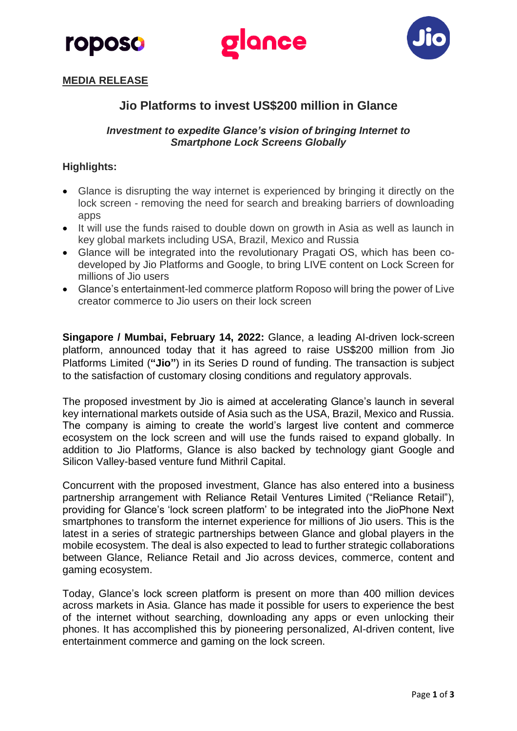**MEDIA RELEASE**

# Jio Platforms to invest US$200 million in Glance

***Investment to expedite Glance's vision of bringing Internet to Smartphone Lock Screens Globally***

## Highlights:

- Glance is disrupting the way internet is experienced by bringing it directly on the lock screen - removing the need for search and breaking barriers of downloading apps
- It will use the funds raised to double down on growth in Asia as well as launch in key global markets including USA, Brazil, Mexico and Russia
- Glance will be integrated into the revolutionary Pragati OS, which has been co-developed by Jio Platforms and Google, to bring LIVE content on Lock Screen for millions of Jio users
- Glance's entertainment-led commerce platform Roposo will bring the power of Live creator commerce to Jio users on their lock screen

**Singapore / Mumbai, February 14, 2022:** Glance, a leading AI-driven lock-screen platform, announced today that it has agreed to raise US$200 million from Jio Platforms Limited (**"Jio"**) in its Series D round of funding. The transaction is subject to the satisfaction of customary closing conditions and regulatory approvals.

The proposed investment by Jio is aimed at accelerating Glance's launch in several key international markets outside of Asia such as the USA, Brazil, Mexico and Russia. The company is aiming to create the world's largest live content and commerce ecosystem on the lock screen and will use the funds raised to expand globally. In addition to Jio Platforms, Glance is also backed by technology giant Google and Silicon Valley-based venture fund Mithril Capital.

Concurrent with the proposed investment, Glance has also entered into a business partnership arrangement with Reliance Retail Ventures Limited ("Reliance Retail"), providing for Glance's 'lock screen platform' to be integrated into the JioPhone Next smartphones to transform the internet experience for millions of Jio users. This is the latest in a series of strategic partnerships between Glance and global players in the mobile ecosystem. The deal is also expected to lead to further strategic collaborations between Glance, Reliance Retail and Jio across devices, commerce, content and gaming ecosystem.

Today, Glance's lock screen platform is present on more than 400 million devices across markets in Asia. Glance has made it possible for users to experience the best of the internet without searching, downloading any apps or even unlocking their phones. It has accomplished this by pioneering personalized, AI-driven content, live entertainment commerce and gaming on the lock screen.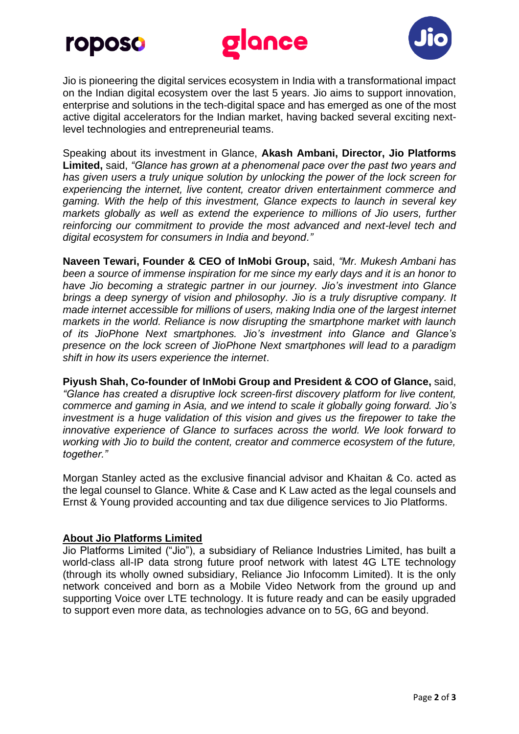Jio is pioneering the digital services ecosystem in India with a transformational impact on the Indian digital ecosystem over the last 5 years. Jio aims to support innovation, enterprise and solutions in the tech-digital space and has emerged as one of the most active digital accelerators for the Indian market, having backed several exciting next-level technologies and entrepreneurial teams.

Speaking about its investment in Glance, **Akash Ambani, Director, Jio Platforms Limited,** said, *"Glance has grown at a phenomenal pace over the past two years and has given users a truly unique solution by unlocking the power of the lock screen for experiencing the internet, live content, creator driven entertainment commerce and gaming. With the help of this investment, Glance expects to launch in several key markets globally as well as extend the experience to millions of Jio users, further reinforcing our commitment to provide the most advanced and next-level tech and digital ecosystem for consumers in India and beyond."*

**Naveen Tewari, Founder & CEO of InMobi Group,** said, *"Mr. Mukesh Ambani has been a source of immense inspiration for me since my early days and it is an honor to have Jio becoming a strategic partner in our journey. Jio's investment into Glance brings a deep synergy of vision and philosophy. Jio is a truly disruptive company. It made internet accessible for millions of users, making India one of the largest internet markets in the world. Reliance is now disrupting the smartphone market with launch of its JioPhone Next smartphones. Jio's investment into Glance and Glance's presence on the lock screen of JioPhone Next smartphones will lead to a paradigm shift in how its users experience the internet*.

**Piyush Shah, Co-founder of InMobi Group and President & COO of Glance,** said, *"Glance has created a disruptive lock screen-first discovery platform for live content, commerce and gaming in Asia, and we intend to scale it globally going forward. Jio's investment is a huge validation of this vision and gives us the firepower to take the innovative experience of Glance to surfaces across the world. We look forward to working with Jio to build the content, creator and commerce ecosystem of the future, together."*

Morgan Stanley acted as the exclusive financial advisor and Khaitan & Co. acted as the legal counsel to Glance. White & Case and K Law acted as the legal counsels and Ernst & Young provided accounting and tax due diligence services to Jio Platforms.

## About Jio Platforms Limited

Jio Platforms Limited ("Jio"), a subsidiary of Reliance Industries Limited, has built a world-class all-IP data strong future proof network with latest 4G LTE technology (through its wholly owned subsidiary, Reliance Jio Infocomm Limited). It is the only network conceived and born as a Mobile Video Network from the ground up and supporting Voice over LTE technology. It is future ready and can be easily upgraded to support even more data, as technologies advance on to 5G, 6G and beyond.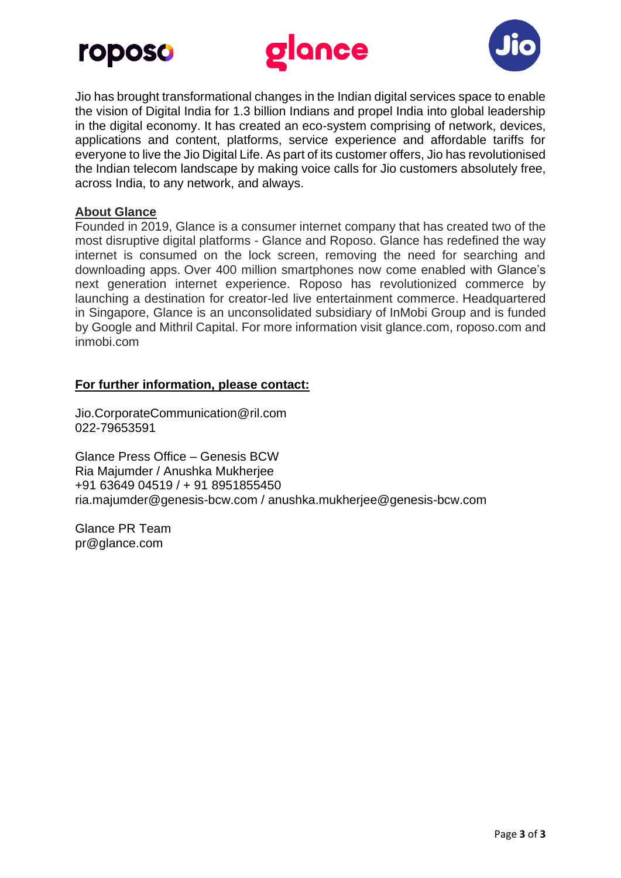Jio has brought transformational changes in the Indian digital services space to enable the vision of Digital India for 1.3 billion Indians and propel India into global leadership in the digital economy. It has created an eco-system comprising of network, devices, applications and content, platforms, service experience and affordable tariffs for everyone to live the Jio Digital Life. As part of its customer offers, Jio has revolutionised the Indian telecom landscape by making voice calls for Jio customers absolutely free, across India, to any network, and always.

**About Glance**

Founded in 2019, Glance is a consumer internet company that has created two of the most disruptive digital platforms - Glance and Roposo. Glance has redefined the way internet is consumed on the lock screen, removing the need for searching and downloading apps. Over 400 million smartphones now come enabled with Glance's next generation internet experience. Roposo has revolutionized commerce by launching a destination for creator-led live entertainment commerce. Headquartered in Singapore, Glance is an unconsolidated subsidiary of InMobi Group and is funded by Google and Mithril Capital. For more information visit glance.com, roposo.com and inmobi.com

**For further information, please contact:**

Jio.CorporateCommunication@ril.com
022-79653591

Glance Press Office – Genesis BCW
Ria Majumder / Anushka Mukherjee
+91 63649 04519 / + 91 8951855450
ria.majumder@genesis-bcw.com / anushka.mukherjee@genesis-bcw.com

Glance PR Team
pr@glance.com